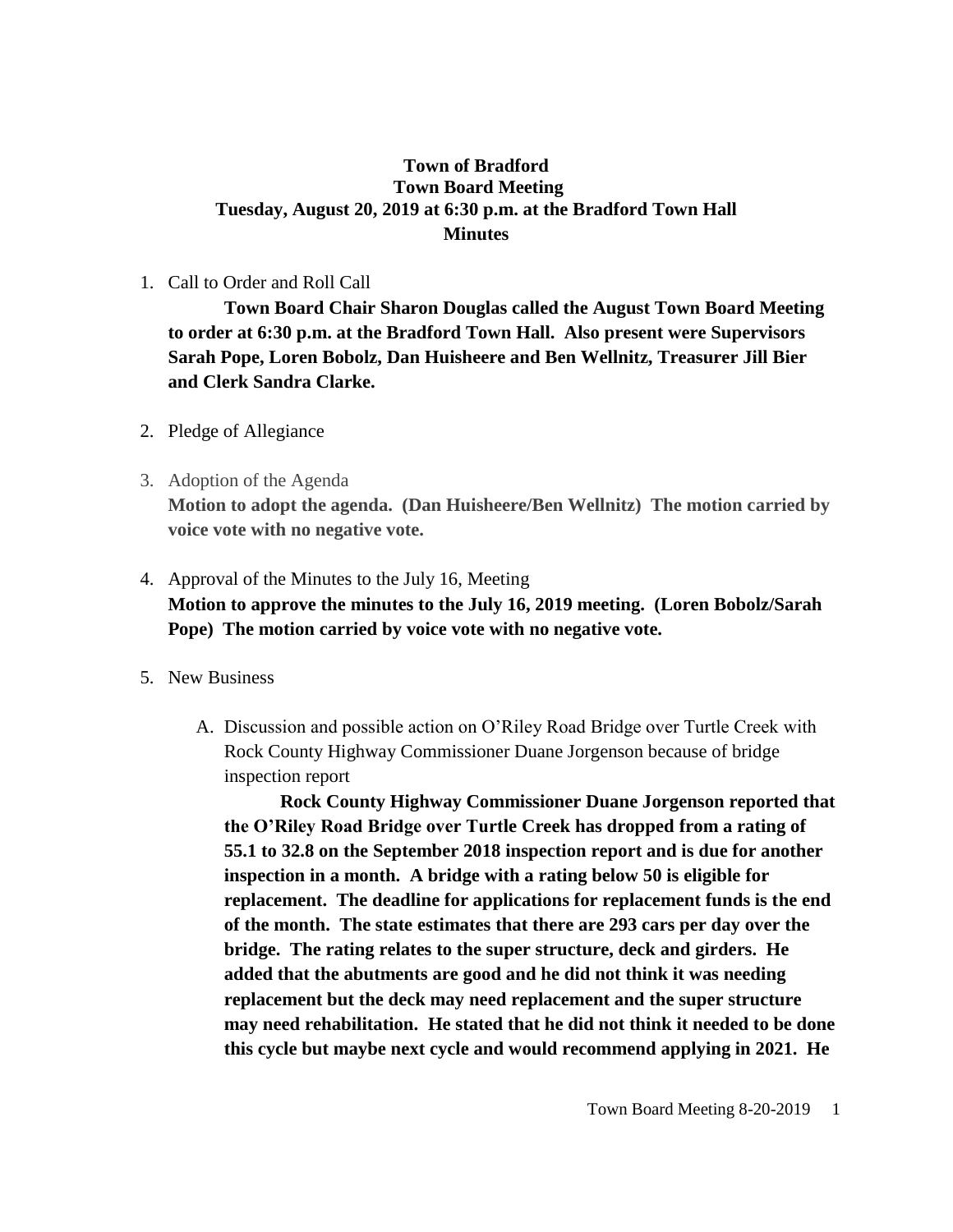# Town of Bradford
## Town Board Meeting
## Tuesday, August 20, 2019 at 6:30 p.m. at the Bradford Town Hall
## Minutes

1. Call to Order and Roll Call

   **Town Board Chair Sharon Douglas called the August Town Board Meeting to order at 6:30 p.m. at the Bradford Town Hall. Also present were Supervisors Sarah Pope, Loren Bobolz, Dan Huisheere and Ben Wellnitz, Treasurer Jill Bier and Clerk Sandra Clarke.**

2. Pledge of Allegiance

3. Adoption of the Agenda

   **Motion to adopt the agenda. (Dan Huisheere/Ben Wellnitz) The motion carried by voice vote with no negative vote.**

4. Approval of the Minutes to the July 16, Meeting

   **Motion to approve the minutes to the July 16, 2019 meeting. (Loren Bobolz/Sarah Pope) The motion carried by voice vote with no negative vote.**

5. New Business

   A. Discussion and possible action on O'Riley Road Bridge over Turtle Creek with Rock County Highway Commissioner Duane Jorgenson because of bridge inspection report

      **Rock County Highway Commissioner Duane Jorgenson reported that the O'Riley Road Bridge over Turtle Creek has dropped from a rating of 55.1 to 32.8 on the September 2018 inspection report and is due for another inspection in a month. A bridge with a rating below 50 is eligible for replacement. The deadline for applications for replacement funds is the end of the month. The state estimates that there are 293 cars per day over the bridge. The rating relates to the super structure, deck and girders. He added that the abutments are good and he did not think it was needing replacement but the deck may need replacement and the super structure may need rehabilitation. He stated that he did not think it needed to be done this cycle but maybe next cycle and would recommend applying in 2021. He**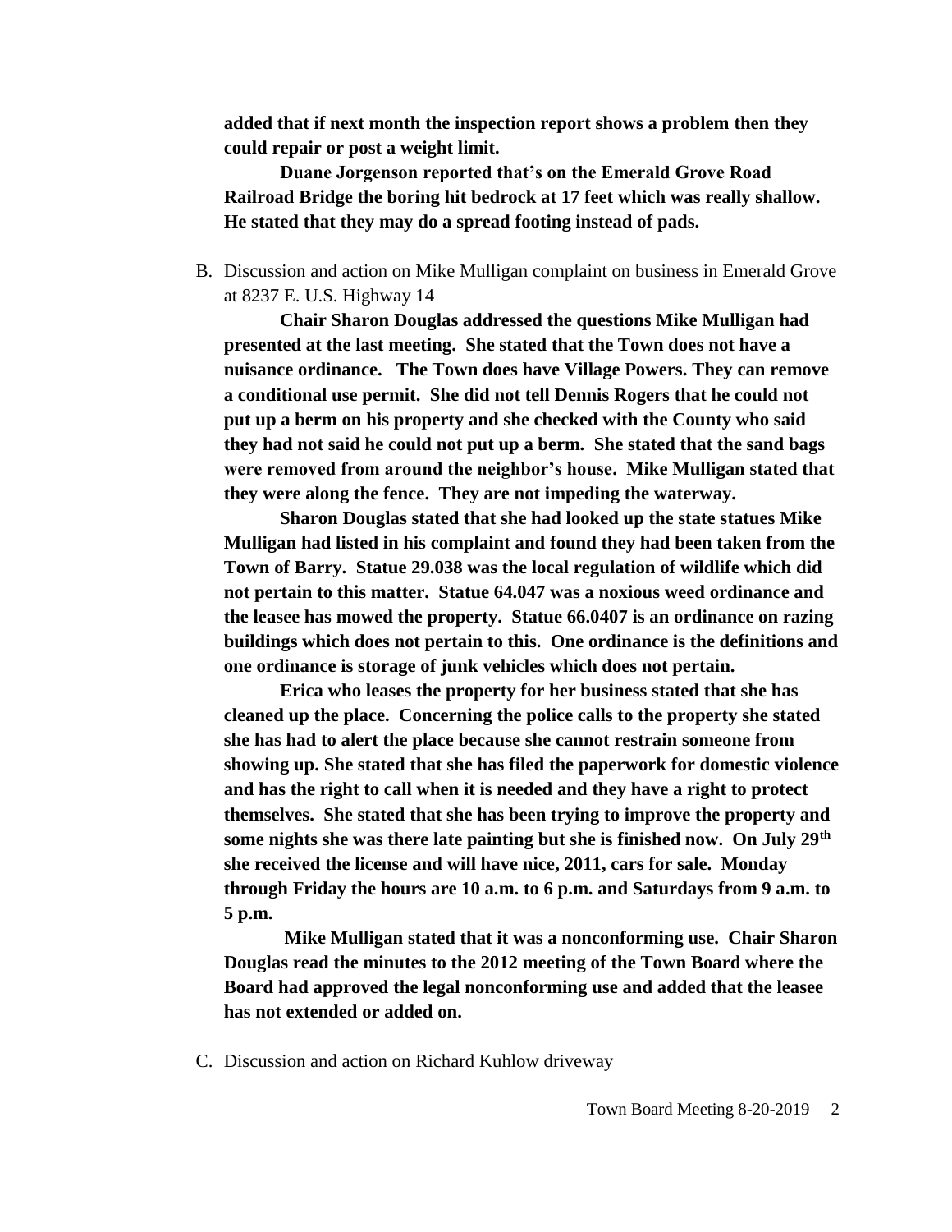**added that if next month the inspection report shows a problem then they could repair or post a weight limit.**

**Duane Jorgenson reported that's on the Emerald Grove Road Railroad Bridge the boring hit bedrock at 17 feet which was really shallow. He stated that they may do a spread footing instead of pads.**

B. Discussion and action on Mike Mulligan complaint on business in Emerald Grove at 8237 E. U.S. Highway 14

**Chair Sharon Douglas addressed the questions Mike Mulligan had presented at the last meeting. She stated that the Town does not have a nuisance ordinance. The Town does have Village Powers. They can remove a conditional use permit. She did not tell Dennis Rogers that he could not put up a berm on his property and she checked with the County who said they had not said he could not put up a berm. She stated that the sand bags were removed from around the neighbor's house. Mike Mulligan stated that they were along the fence. They are not impeding the waterway.**

**Sharon Douglas stated that she had looked up the state statues Mike Mulligan had listed in his complaint and found they had been taken from the Town of Barry. Statue 29.038 was the local regulation of wildlife which did not pertain to this matter. Statue 64.047 was a noxious weed ordinance and the leasee has mowed the property. Statue 66.0407 is an ordinance on razing buildings which does not pertain to this. One ordinance is the definitions and one ordinance is storage of junk vehicles which does not pertain.**

**Erica who leases the property for her business stated that she has cleaned up the place. Concerning the police calls to the property she stated she has had to alert the place because she cannot restrain someone from showing up. She stated that she has filed the paperwork for domestic violence and has the right to call when it is needed and they have a right to protect themselves. She stated that she has been trying to improve the property and some nights she was there late painting but she is finished now. On July 29th she received the license and will have nice, 2011, cars for sale. Monday through Friday the hours are 10 a.m. to 6 p.m. and Saturdays from 9 a.m. to 5 p.m.**

**Mike Mulligan stated that it was a nonconforming use. Chair Sharon Douglas read the minutes to the 2012 meeting of the Town Board where the Board had approved the legal nonconforming use and added that the leasee has not extended or added on.**

C. Discussion and action on Richard Kuhlow driveway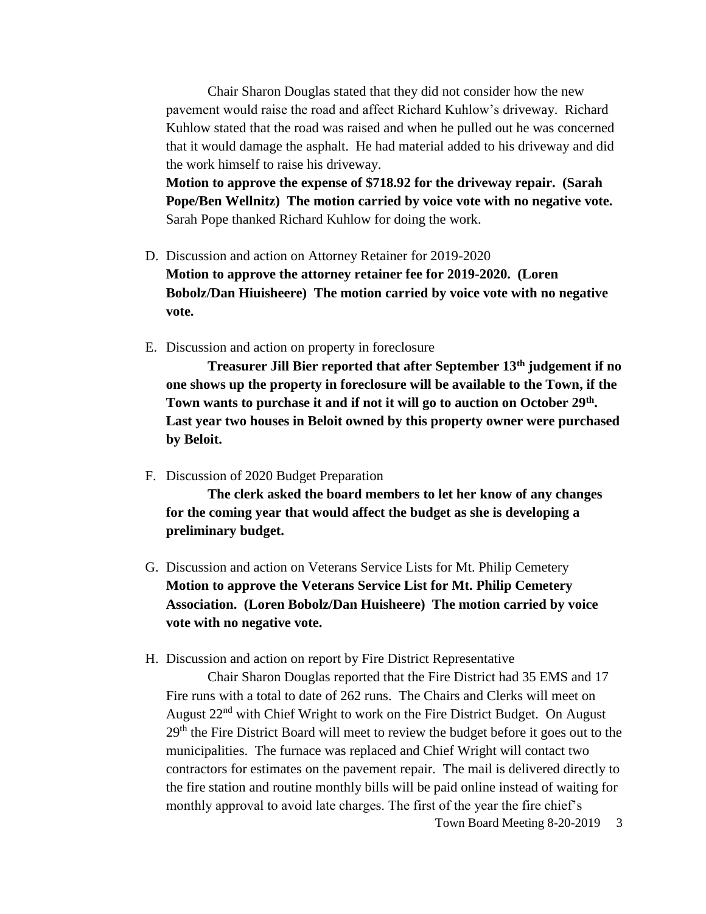Chair Sharon Douglas stated that they did not consider how the new pavement would raise the road and affect Richard Kuhlow's driveway. Richard Kuhlow stated that the road was raised and when he pulled out he was concerned that it would damage the asphalt. He had material added to his driveway and did the work himself to raise his driveway.

**Motion to approve the expense of $718.92 for the driveway repair. (Sarah Pope/Ben Wellnitz) The motion carried by voice vote with no negative vote.**
Sarah Pope thanked Richard Kuhlow for doing the work.

D. Discussion and action on Attorney Retainer for 2019-2020
**Motion to approve the attorney retainer fee for 2019-2020. (Loren Bobolz/Dan Hiuisheere) The motion carried by voice vote with no negative vote.**

E. Discussion and action on property in foreclosure
**Treasurer Jill Bier reported that after September 13th judgement if no one shows up the property in foreclosure will be available to the Town, if the Town wants to purchase it and if not it will go to auction on October 29th. Last year two houses in Beloit owned by this property owner were purchased by Beloit.**

F. Discussion of 2020 Budget Preparation
**The clerk asked the board members to let her know of any changes for the coming year that would affect the budget as she is developing a preliminary budget.**

G. Discussion and action on Veterans Service Lists for Mt. Philip Cemetery
**Motion to approve the Veterans Service List for Mt. Philip Cemetery Association. (Loren Bobolz/Dan Huisheere) The motion carried by voice vote with no negative vote.**

H. Discussion and action on report by Fire District Representative
Chair Sharon Douglas reported that the Fire District had 35 EMS and 17 Fire runs with a total to date of 262 runs. The Chairs and Clerks will meet on August 22nd with Chief Wright to work on the Fire District Budget. On August 29th the Fire District Board will meet to review the budget before it goes out to the municipalities. The furnace was replaced and Chief Wright will contact two contractors for estimates on the pavement repair. The mail is delivered directly to the fire station and routine monthly bills will be paid online instead of waiting for monthly approval to avoid late charges. The first of the year the fire chief's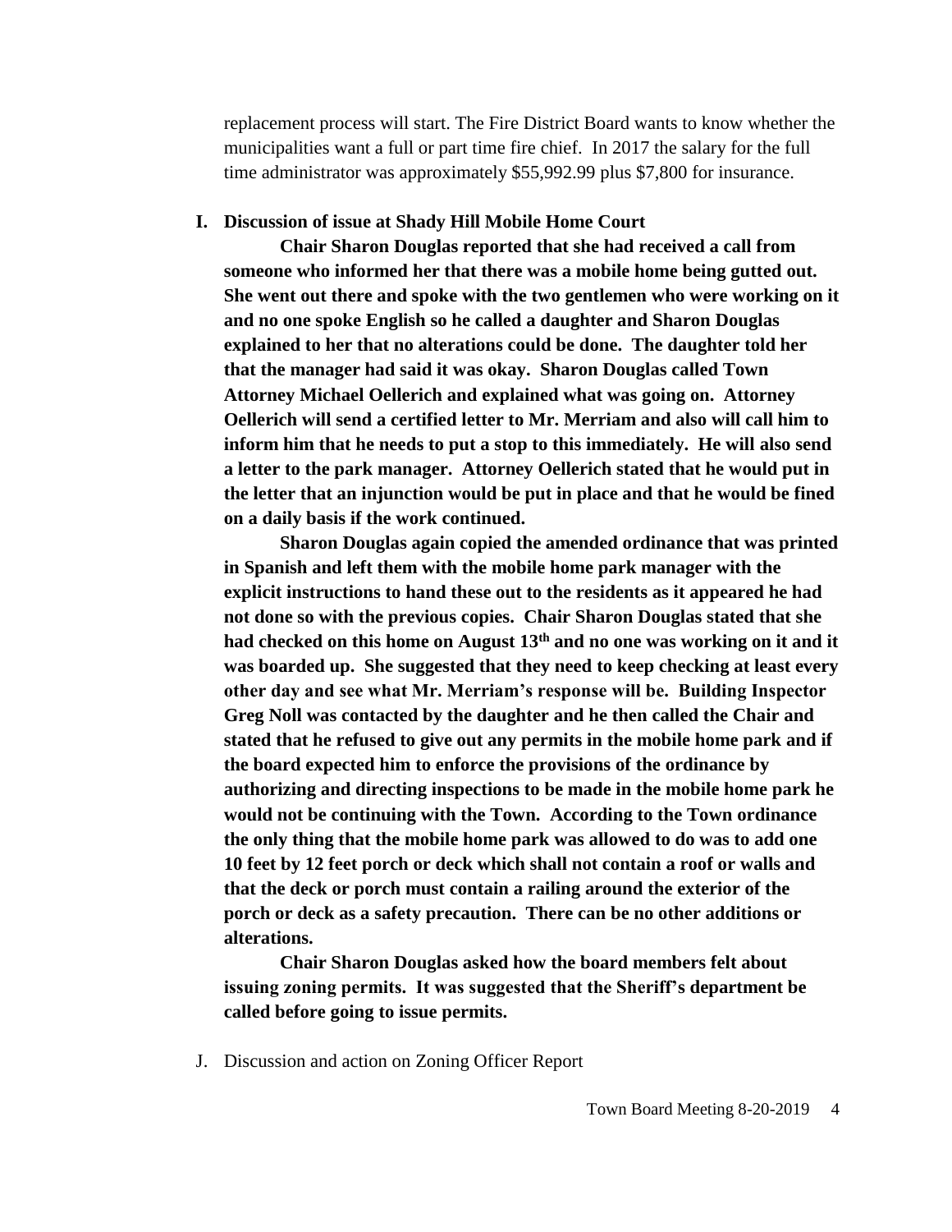replacement process will start. The Fire District Board wants to know whether the municipalities want a full or part time fire chief. In 2017 the salary for the full time administrator was approximately $55,992.99 plus $7,800 for insurance.

**I. Discussion of issue at Shady Hill Mobile Home Court**

**Chair Sharon Douglas reported that she had received a call from someone who informed her that there was a mobile home being gutted out. She went out there and spoke with the two gentlemen who were working on it and no one spoke English so he called a daughter and Sharon Douglas explained to her that no alterations could be done. The daughter told her that the manager had said it was okay. Sharon Douglas called Town Attorney Michael Oellerich and explained what was going on. Attorney Oellerich will send a certified letter to Mr. Merriam and also will call him to inform him that he needs to put a stop to this immediately. He will also send a letter to the park manager. Attorney Oellerich stated that he would put in the letter that an injunction would be put in place and that he would be fined on a daily basis if the work continued.**

**Sharon Douglas again copied the amended ordinance that was printed in Spanish and left them with the mobile home park manager with the explicit instructions to hand these out to the residents as it appeared he had not done so with the previous copies. Chair Sharon Douglas stated that she had checked on this home on August 13th and no one was working on it and it was boarded up. She suggested that they need to keep checking at least every other day and see what Mr. Merriam's response will be. Building Inspector Greg Noll was contacted by the daughter and he then called the Chair and stated that he refused to give out any permits in the mobile home park and if the board expected him to enforce the provisions of the ordinance by authorizing and directing inspections to be made in the mobile home park he would not be continuing with the Town. According to the Town ordinance the only thing that the mobile home park was allowed to do was to add one 10 feet by 12 feet porch or deck which shall not contain a roof or walls and that the deck or porch must contain a railing around the exterior of the porch or deck as a safety precaution. There can be no other additions or alterations.**

**Chair Sharon Douglas asked how the board members felt about issuing zoning permits. It was suggested that the Sheriff's department be called before going to issue permits.**

J. Discussion and action on Zoning Officer Report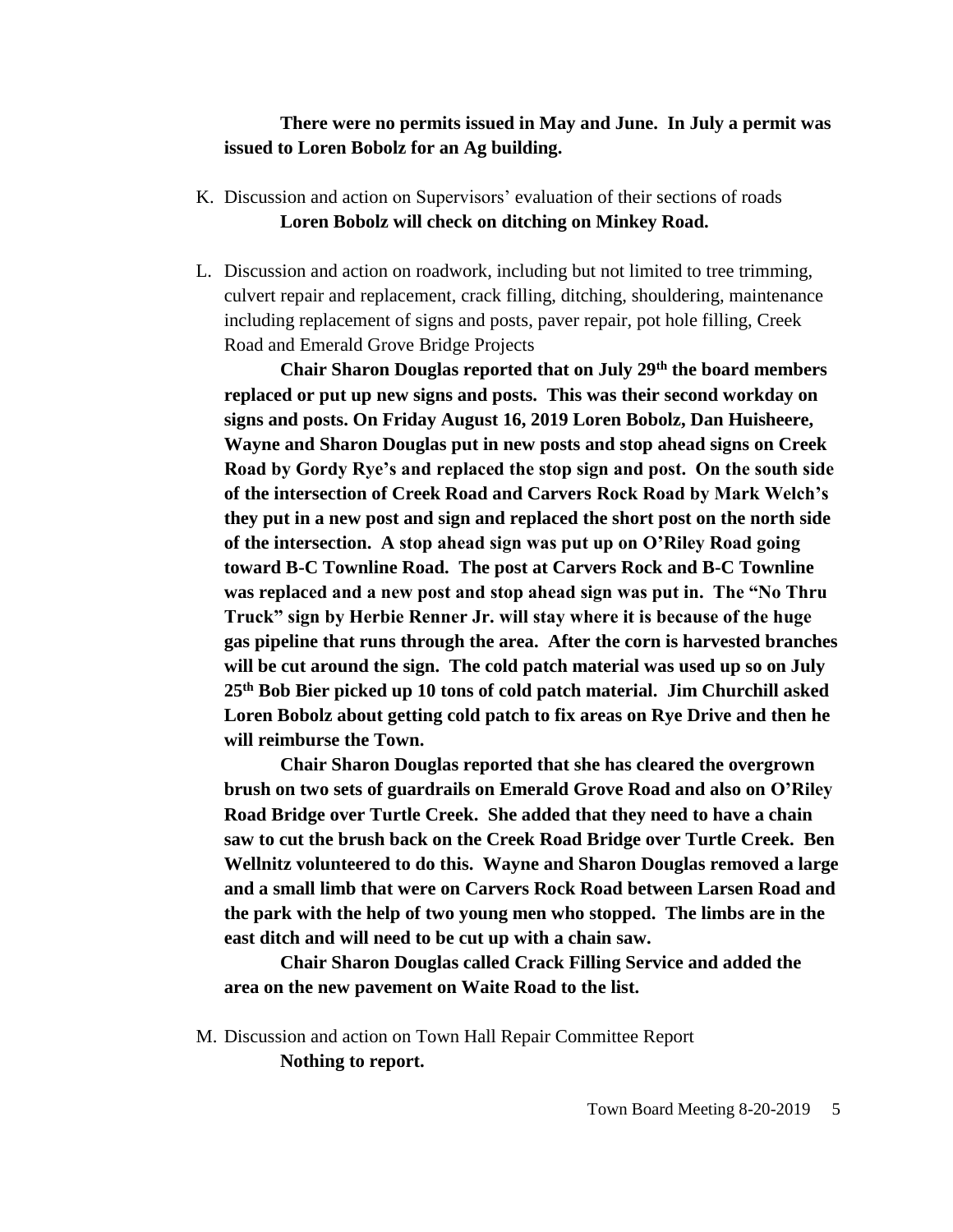**There were no permits issued in May and June. In July a permit was issued to Loren Bobolz for an Ag building.**

K. Discussion and action on Supervisors' evaluation of their sections of roads

**Loren Bobolz will check on ditching on Minkey Road.**

L. Discussion and action on roadwork, including but not limited to tree trimming, culvert repair and replacement, crack filling, ditching, shouldering, maintenance including replacement of signs and posts, paver repair, pot hole filling, Creek Road and Emerald Grove Bridge Projects

**Chair Sharon Douglas reported that on July 29th the board members replaced or put up new signs and posts. This was their second workday on signs and posts. On Friday August 16, 2019 Loren Bobolz, Dan Huisheere, Wayne and Sharon Douglas put in new posts and stop ahead signs on Creek Road by Gordy Rye's and replaced the stop sign and post. On the south side of the intersection of Creek Road and Carvers Rock Road by Mark Welch's they put in a new post and sign and replaced the short post on the north side of the intersection. A stop ahead sign was put up on O'Riley Road going toward B-C Townline Road. The post at Carvers Rock and B-C Townline was replaced and a new post and stop ahead sign was put in. The "No Thru Truck" sign by Herbie Renner Jr. will stay where it is because of the huge gas pipeline that runs through the area. After the corn is harvested branches will be cut around the sign. The cold patch material was used up so on July 25th Bob Bier picked up 10 tons of cold patch material. Jim Churchill asked Loren Bobolz about getting cold patch to fix areas on Rye Drive and then he will reimburse the Town.**

**Chair Sharon Douglas reported that she has cleared the overgrown brush on two sets of guardrails on Emerald Grove Road and also on O'Riley Road Bridge over Turtle Creek. She added that they need to have a chain saw to cut the brush back on the Creek Road Bridge over Turtle Creek. Ben Wellnitz volunteered to do this. Wayne and Sharon Douglas removed a large and a small limb that were on Carvers Rock Road between Larsen Road and the park with the help of two young men who stopped. The limbs are in the east ditch and will need to be cut up with a chain saw.**

**Chair Sharon Douglas called Crack Filling Service and added the area on the new pavement on Waite Road to the list.**

M. Discussion and action on Town Hall Repair Committee Report

**Nothing to report.**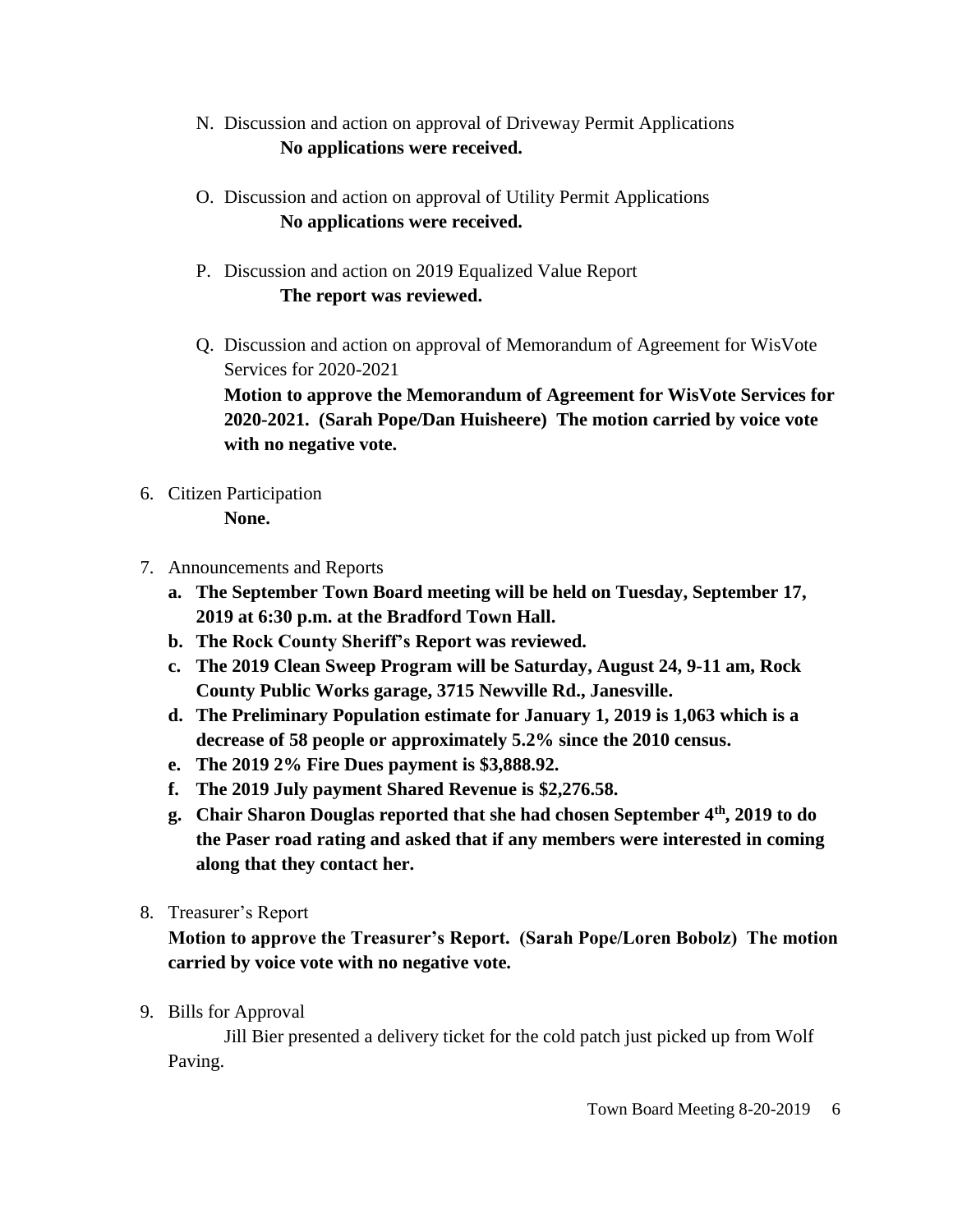N. Discussion and action on approval of Driveway Permit Applications
   **No applications were received.**

O. Discussion and action on approval of Utility Permit Applications
   **No applications were received.**

P. Discussion and action on 2019 Equalized Value Report
   **The report was reviewed.**

Q. Discussion and action on approval of Memorandum of Agreement for WisVote Services for 2020-2021
   **Motion to approve the Memorandum of Agreement for WisVote Services for 2020-2021. (Sarah Pope/Dan Huisheere) The motion carried by voice vote with no negative vote.**

6. Citizen Participation
   **None.**

7. Announcements and Reports
   a. **The September Town Board meeting will be held on Tuesday, September 17, 2019 at 6:30 p.m. at the Bradford Town Hall.**
   b. **The Rock County Sheriff's Report was reviewed.**
   c. **The 2019 Clean Sweep Program will be Saturday, August 24, 9-11 am, Rock County Public Works garage, 3715 Newville Rd., Janesville.**
   d. **The Preliminary Population estimate for January 1, 2019 is 1,063 which is a decrease of 58 people or approximately 5.2% since the 2010 census.**
   e. **The 2019 2% Fire Dues payment is $3,888.92.**
   f. **The 2019 July payment Shared Revenue is $2,276.58.**
   g. **Chair Sharon Douglas reported that she had chosen September 4th, 2019 to do the Paser road rating and asked that if any members were interested in coming along that they contact her.**

8. Treasurer's Report
   **Motion to approve the Treasurer's Report. (Sarah Pope/Loren Bobolz) The motion carried by voice vote with no negative vote.**

9. Bills for Approval
   Jill Bier presented a delivery ticket for the cold patch just picked up from Wolf Paving.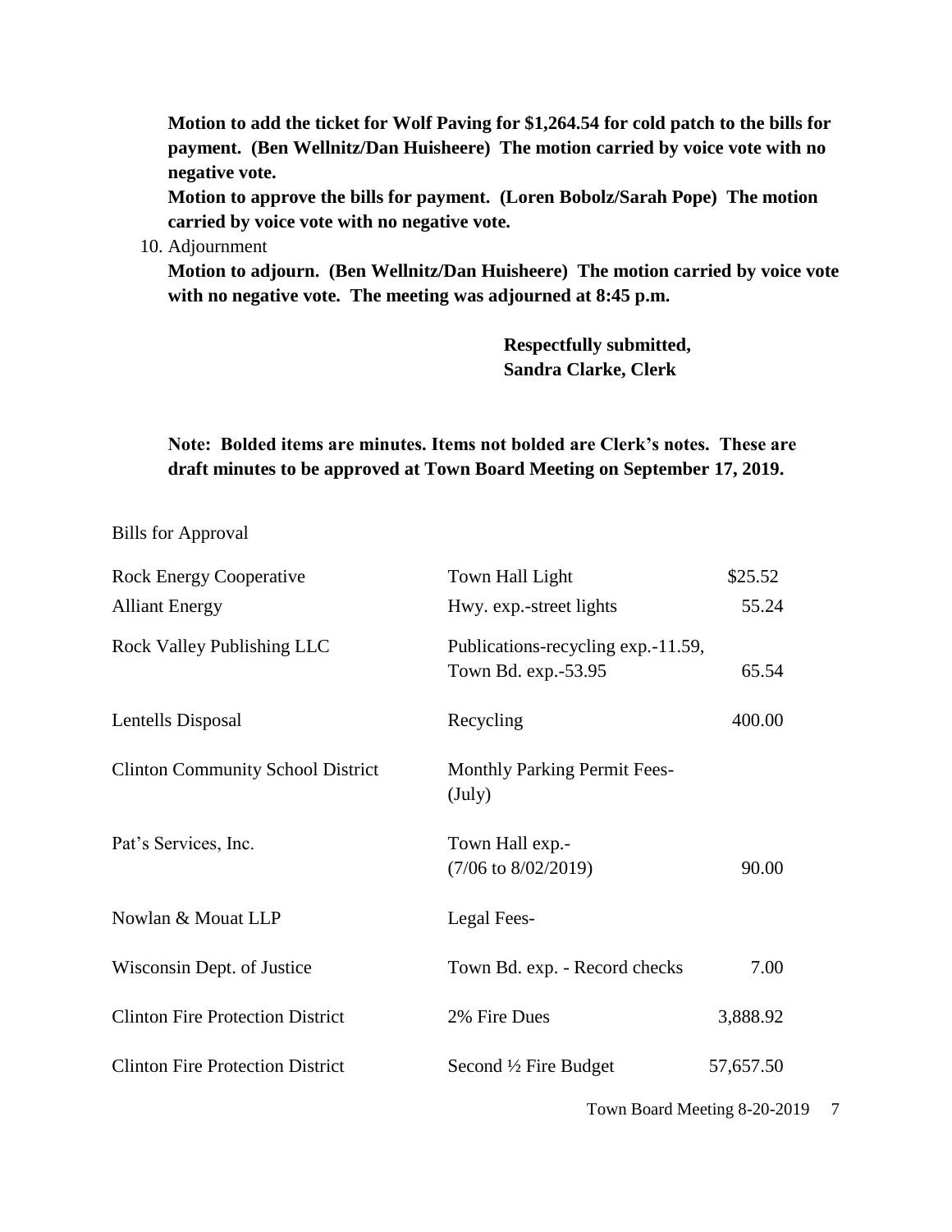**Motion to add the ticket for Wolf Paving for $1,264.54 for cold patch to the bills for payment. (Ben Wellnitz/Dan Huisheere) The motion carried by voice vote with no negative vote.**

**Motion to approve the bills for payment. (Loren Bobolz/Sarah Pope) The motion carried by voice vote with no negative vote.**

10. Adjournment

**Motion to adjourn. (Ben Wellnitz/Dan Huisheere) The motion carried by voice vote with no negative vote. The meeting was adjourned at 8:45 p.m.**

**Respectfully submitted,**
**Sandra Clarke, Clerk**

**Note: Bolded items are minutes. Items not bolded are Clerk's notes. These are draft minutes to be approved at Town Board Meeting on September 17, 2019.**

Bills for Approval

| | | |
|---|---|---|
| Rock Energy Cooperative | Town Hall Light | $25.52 |
| Alliant Energy | Hwy. exp.-street lights | 55.24 |
| Rock Valley Publishing LLC | Publications-recycling exp.-11.59, Town Bd. exp.-53.95 | 65.54 |
| Lentells Disposal | Recycling | 400.00 |
| Clinton Community School District | Monthly Parking Permit Fees-(July) | |
| Pat's Services, Inc. | Town Hall exp.-(7/06 to 8/02/2019) | 90.00 |
| Nowlan & Mouat LLP | Legal Fees- | |
| Wisconsin Dept. of Justice | Town Bd. exp. - Record checks | 7.00 |
| Clinton Fire Protection District | 2% Fire Dues | 3,888.92 |
| Clinton Fire Protection District | Second ½ Fire Budget | 57,657.50 |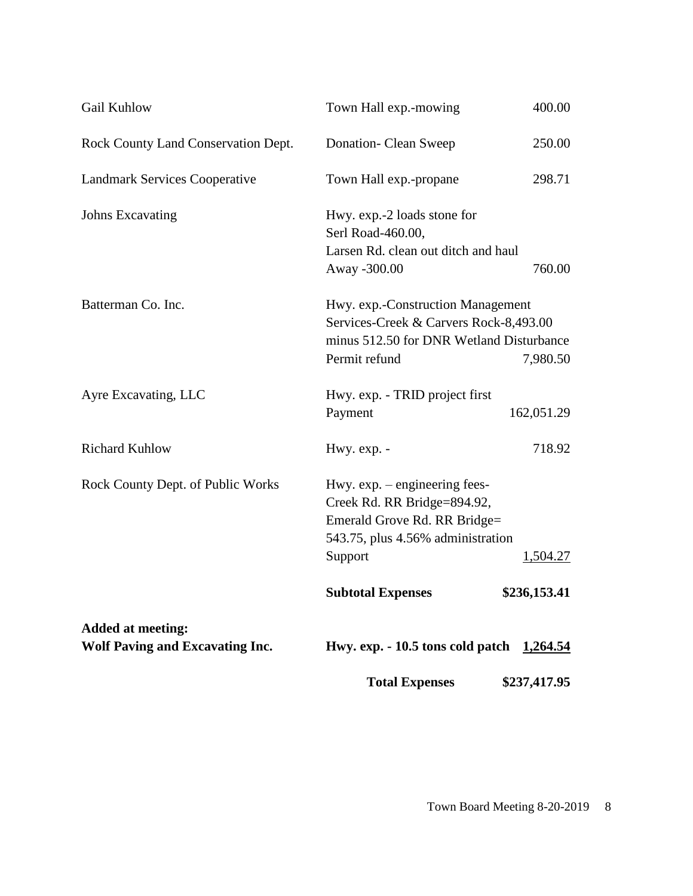| | | |
|---|---|---|
| Gail Kuhlow | Town Hall exp.-mowing | 400.00 |
| Rock County Land Conservation Dept. | Donation- Clean Sweep | 250.00 |
| Landmark Services Cooperative | Town Hall exp.-propane | 298.71 |
| Johns Excavating | Hwy. exp.-2 loads stone for Serl Road-460.00, Larsen Rd. clean out ditch and haul Away -300.00 | 760.00 |
| Batterman Co. Inc. | Hwy. exp.-Construction Management Services-Creek & Carvers Rock-8,493.00 minus 512.50 for DNR Wetland Disturbance Permit refund | 7,980.50 |
| Ayre Excavating, LLC | Hwy. exp. - TRID project first Payment | 162,051.29 |
| Richard Kuhlow | Hwy. exp. - | 718.92 |
| Rock County Dept. of Public Works | Hwy. exp. – engineering fees- Creek Rd. RR Bridge=894.92, Emerald Grove Rd. RR Bridge= 543.75, plus 4.56% administration Support | 1,504.27 |
| | **Subtotal Expenses** | **\$236,153.41** |
| **Added at meeting:** | | |
| **Wolf Paving and Excavating Inc.** | **Hwy. exp. - 10.5 tons cold patch** | **1,264.54** |
| | **Total Expenses** | **\$237,417.95** |